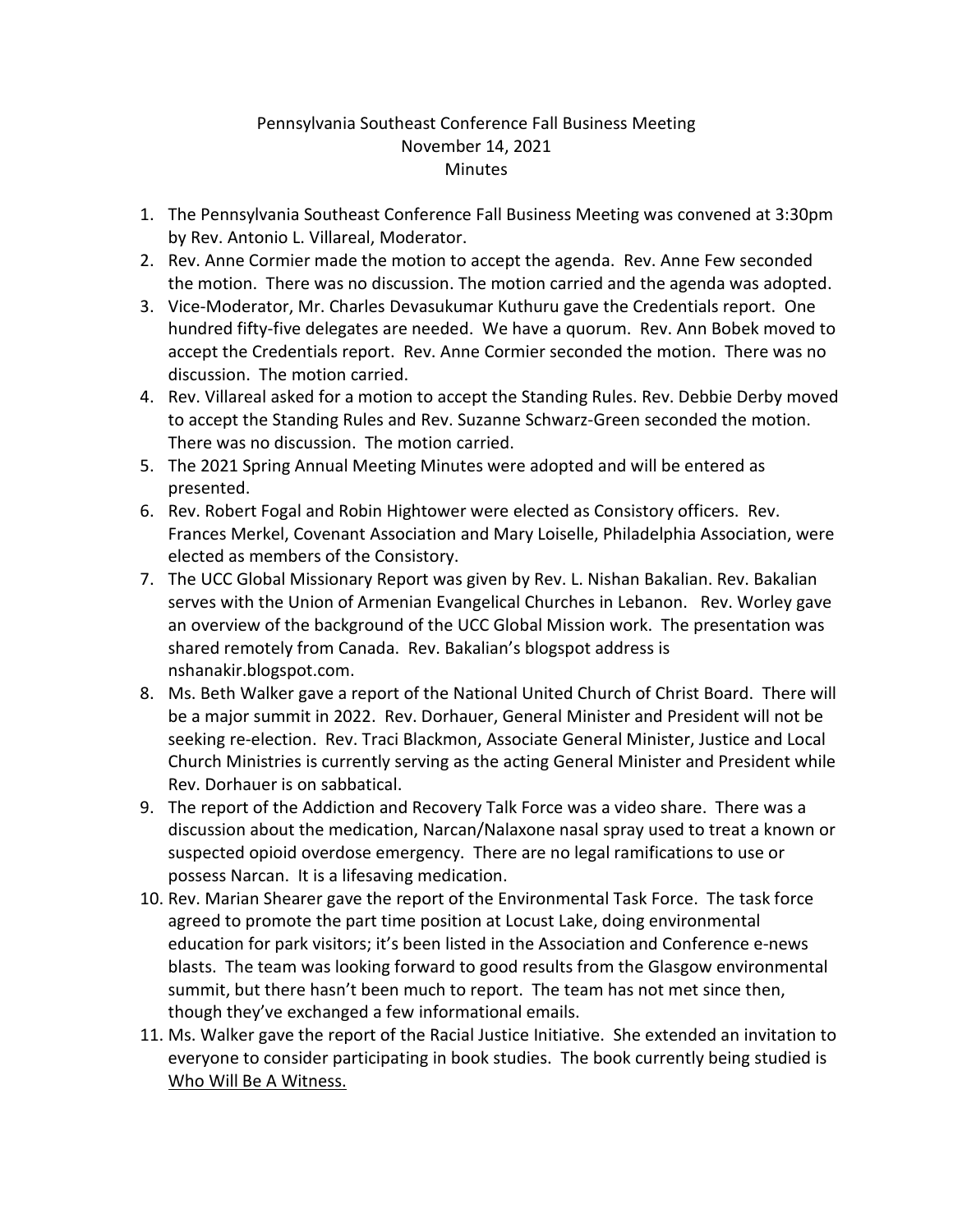# Pennsylvania Southeast Conference Fall Business Meeting
## November 14, 2021
## Minutes

1. The Pennsylvania Southeast Conference Fall Business Meeting was convened at 3:30pm by Rev. Antonio L. Villareal, Moderator.
2. Rev. Anne Cormier made the motion to accept the agenda. Rev. Anne Few seconded the motion. There was no discussion. The motion carried and the agenda was adopted.
3. Vice-Moderator, Mr. Charles Devasukumar Kuthuru gave the Credentials report. One hundred fifty-five delegates are needed. We have a quorum. Rev. Ann Bobek moved to accept the Credentials report. Rev. Anne Cormier seconded the motion. There was no discussion. The motion carried.
4. Rev. Villareal asked for a motion to accept the Standing Rules. Rev. Debbie Derby moved to accept the Standing Rules and Rev. Suzanne Schwarz-Green seconded the motion. There was no discussion. The motion carried.
5. The 2021 Spring Annual Meeting Minutes were adopted and will be entered as presented.
6. Rev. Robert Fogal and Robin Hightower were elected as Consistory officers. Rev. Frances Merkel, Covenant Association and Mary Loiselle, Philadelphia Association, were elected as members of the Consistory.
7. The UCC Global Missionary Report was given by Rev. L. Nishan Bakalian. Rev. Bakalian serves with the Union of Armenian Evangelical Churches in Lebanon. Rev. Worley gave an overview of the background of the UCC Global Mission work. The presentation was shared remotely from Canada. Rev. Bakalian's blogspot address is nshanakir.blogspot.com.
8. Ms. Beth Walker gave a report of the National United Church of Christ Board. There will be a major summit in 2022. Rev. Dorhauer, General Minister and President will not be seeking re-election. Rev. Traci Blackmon, Associate General Minister, Justice and Local Church Ministries is currently serving as the acting General Minister and President while Rev. Dorhauer is on sabbatical.
9. The report of the Addiction and Recovery Talk Force was a video share. There was a discussion about the medication, Narcan/Nalaxone nasal spray used to treat a known or suspected opioid overdose emergency. There are no legal ramifications to use or possess Narcan. It is a lifesaving medication.
10. Rev. Marian Shearer gave the report of the Environmental Task Force. The task force agreed to promote the part time position at Locust Lake, doing environmental education for park visitors; it's been listed in the Association and Conference e-news blasts. The team was looking forward to good results from the Glasgow environmental summit, but there hasn't been much to report. The team has not met since then, though they've exchanged a few informational emails.
11. Ms. Walker gave the report of the Racial Justice Initiative. She extended an invitation to everyone to consider participating in book studies. The book currently being studied is <u>Who Will Be A Witness.</u>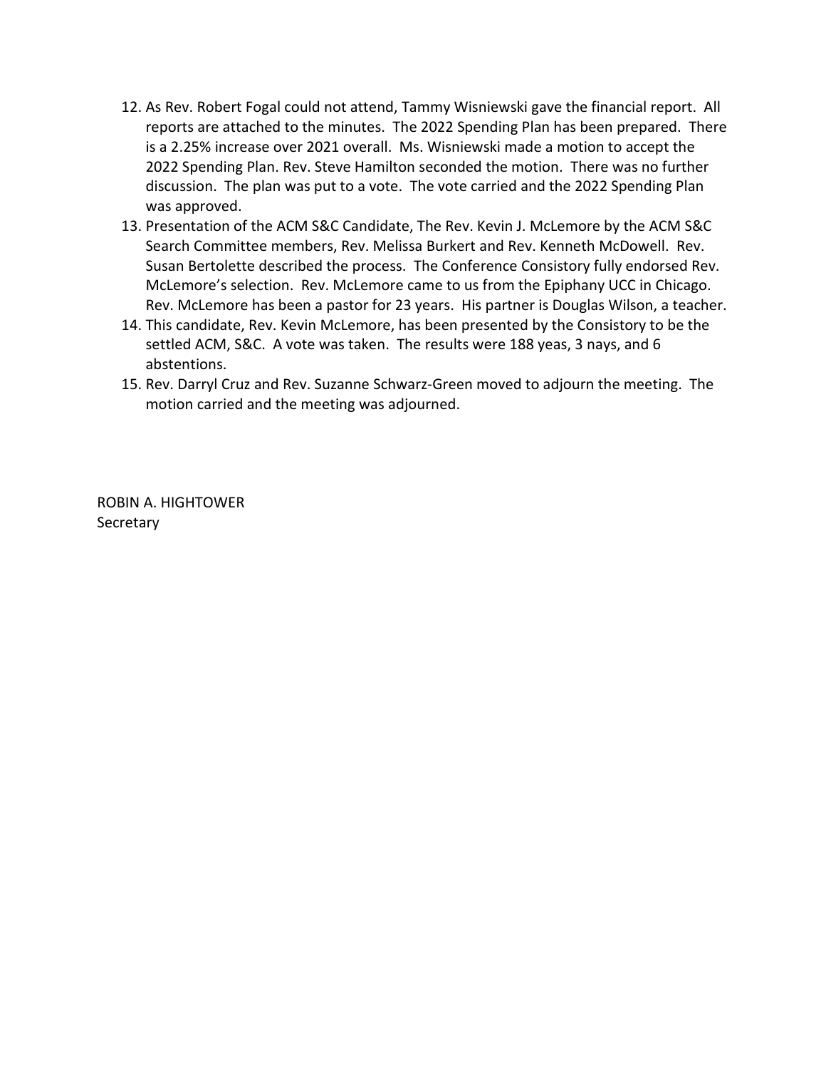12. As Rev. Robert Fogal could not attend, Tammy Wisniewski gave the financial report. All reports are attached to the minutes. The 2022 Spending Plan has been prepared. There is a 2.25% increase over 2021 overall. Ms. Wisniewski made a motion to accept the 2022 Spending Plan. Rev. Steve Hamilton seconded the motion. There was no further discussion. The plan was put to a vote. The vote carried and the 2022 Spending Plan was approved.
13. Presentation of the ACM S&C Candidate, The Rev. Kevin J. McLemore by the ACM S&C Search Committee members, Rev. Melissa Burkert and Rev. Kenneth McDowell. Rev. Susan Bertolette described the process. The Conference Consistory fully endorsed Rev. McLemore's selection. Rev. McLemore came to us from the Epiphany UCC in Chicago. Rev. McLemore has been a pastor for 23 years. His partner is Douglas Wilson, a teacher.
14. This candidate, Rev. Kevin McLemore, has been presented by the Consistory to be the settled ACM, S&C. A vote was taken. The results were 188 yeas, 3 nays, and 6 abstentions.
15. Rev. Darryl Cruz and Rev. Suzanne Schwarz-Green moved to adjourn the meeting. The motion carried and the meeting was adjourned.

ROBIN A. HIGHTOWER
Secretary